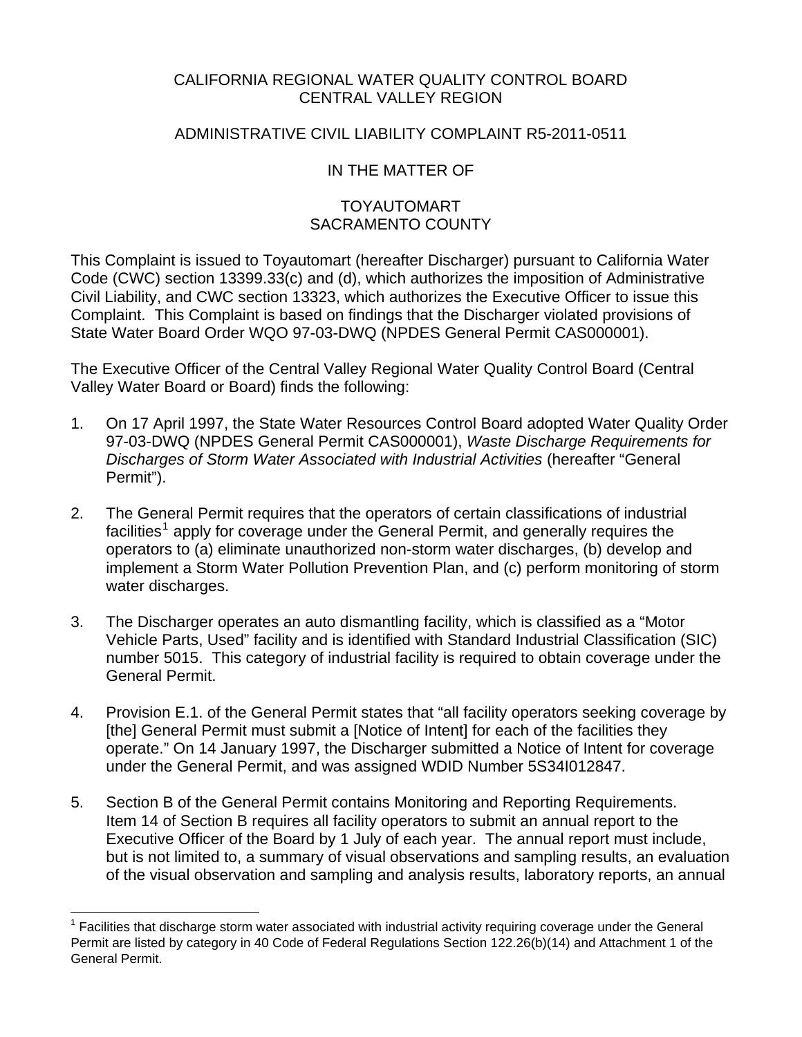CALIFORNIA REGIONAL WATER QUALITY CONTROL BOARD
CENTRAL VALLEY REGION

ADMINISTRATIVE CIVIL LIABILITY COMPLAINT R5-2011-0511

IN THE MATTER OF

TOYAUTOMART
SACRAMENTO COUNTY

This Complaint is issued to Toyautomart (hereafter Discharger) pursuant to California Water Code (CWC) section 13399.33(c) and (d), which authorizes the imposition of Administrative Civil Liability, and CWC section 13323, which authorizes the Executive Officer to issue this Complaint. This Complaint is based on findings that the Discharger violated provisions of State Water Board Order WQO 97-03-DWQ (NPDES General Permit CAS000001).

The Executive Officer of the Central Valley Regional Water Quality Control Board (Central Valley Water Board or Board) finds the following:

1. On 17 April 1997, the State Water Resources Control Board adopted Water Quality Order 97-03-DWQ (NPDES General Permit CAS000001), *Waste Discharge Requirements for Discharges of Storm Water Associated with Industrial Activities* (hereafter "General Permit").

2. The General Permit requires that the operators of certain classifications of industrial facilities[1] apply for coverage under the General Permit, and generally requires the operators to (a) eliminate unauthorized non-storm water discharges, (b) develop and implement a Storm Water Pollution Prevention Plan, and (c) perform monitoring of storm water discharges.

3. The Discharger operates an auto dismantling facility, which is classified as a "Motor Vehicle Parts, Used" facility and is identified with Standard Industrial Classification (SIC) number 5015. This category of industrial facility is required to obtain coverage under the General Permit.

4. Provision E.1. of the General Permit states that "all facility operators seeking coverage by [the] General Permit must submit a [Notice of Intent] for each of the facilities they operate." On 14 January 1997, the Discharger submitted a Notice of Intent for coverage under the General Permit, and was assigned WDID Number 5S34I012847.

5. Section B of the General Permit contains Monitoring and Reporting Requirements. Item 14 of Section B requires all facility operators to submit an annual report to the Executive Officer of the Board by 1 July of each year. The annual report must include, but is not limited to, a summary of visual observations and sampling results, an evaluation of the visual observation and sampling and analysis results, laboratory reports, an annual

---

[1] Facilities that discharge storm water associated with industrial activity requiring coverage under the General Permit are listed by category in 40 Code of Federal Regulations Section 122.26(b)(14) and Attachment 1 of the General Permit.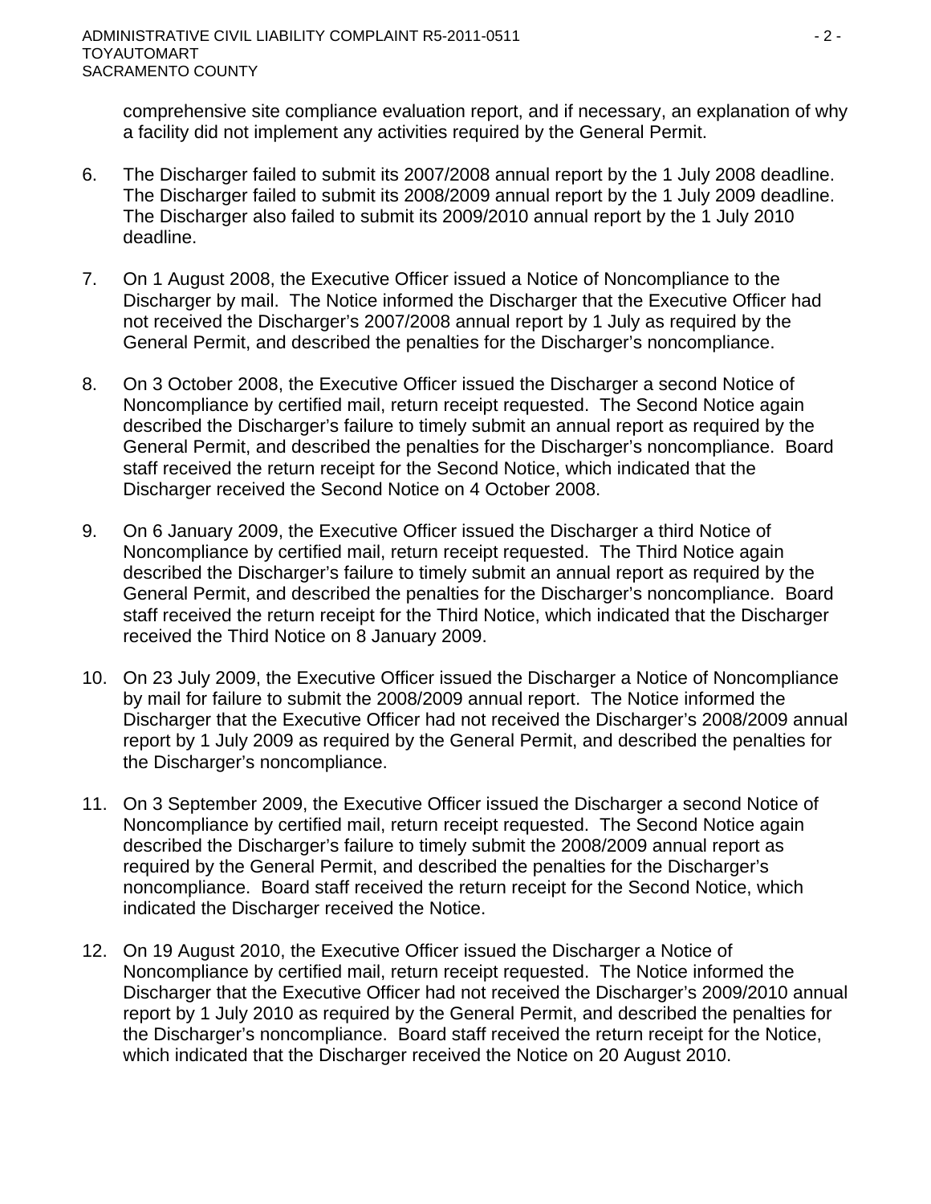comprehensive site compliance evaluation report, and if necessary, an explanation of why a facility did not implement any activities required by the General Permit.

6. The Discharger failed to submit its 2007/2008 annual report by the 1 July 2008 deadline. The Discharger failed to submit its 2008/2009 annual report by the 1 July 2009 deadline. The Discharger also failed to submit its 2009/2010 annual report by the 1 July 2010 deadline.

7. On 1 August 2008, the Executive Officer issued a Notice of Noncompliance to the Discharger by mail. The Notice informed the Discharger that the Executive Officer had not received the Discharger's 2007/2008 annual report by 1 July as required by the General Permit, and described the penalties for the Discharger's noncompliance.

8. On 3 October 2008, the Executive Officer issued the Discharger a second Notice of Noncompliance by certified mail, return receipt requested. The Second Notice again described the Discharger's failure to timely submit an annual report as required by the General Permit, and described the penalties for the Discharger's noncompliance. Board staff received the return receipt for the Second Notice, which indicated that the Discharger received the Second Notice on 4 October 2008.

9. On 6 January 2009, the Executive Officer issued the Discharger a third Notice of Noncompliance by certified mail, return receipt requested. The Third Notice again described the Discharger's failure to timely submit an annual report as required by the General Permit, and described the penalties for the Discharger's noncompliance. Board staff received the return receipt for the Third Notice, which indicated that the Discharger received the Third Notice on 8 January 2009.

10. On 23 July 2009, the Executive Officer issued the Discharger a Notice of Noncompliance by mail for failure to submit the 2008/2009 annual report. The Notice informed the Discharger that the Executive Officer had not received the Discharger's 2008/2009 annual report by 1 July 2009 as required by the General Permit, and described the penalties for the Discharger's noncompliance.

11. On 3 September 2009, the Executive Officer issued the Discharger a second Notice of Noncompliance by certified mail, return receipt requested. The Second Notice again described the Discharger's failure to timely submit the 2008/2009 annual report as required by the General Permit, and described the penalties for the Discharger's noncompliance. Board staff received the return receipt for the Second Notice, which indicated the Discharger received the Notice.

12. On 19 August 2010, the Executive Officer issued the Discharger a Notice of Noncompliance by certified mail, return receipt requested. The Notice informed the Discharger that the Executive Officer had not received the Discharger's 2009/2010 annual report by 1 July 2010 as required by the General Permit, and described the penalties for the Discharger's noncompliance. Board staff received the return receipt for the Notice, which indicated that the Discharger received the Notice on 20 August 2010.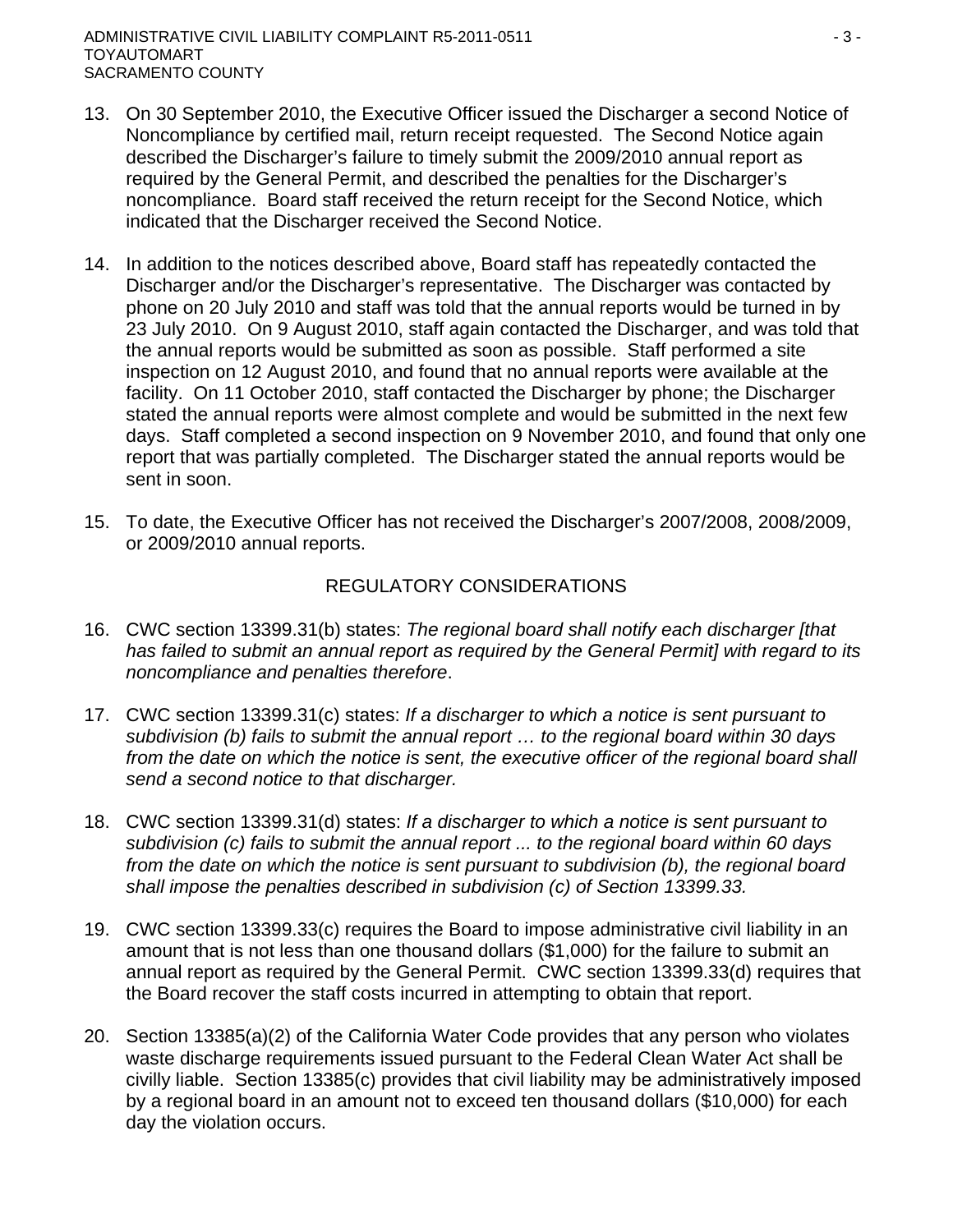13. On 30 September 2010, the Executive Officer issued the Discharger a second Notice of Noncompliance by certified mail, return receipt requested. The Second Notice again described the Discharger's failure to timely submit the 2009/2010 annual report as required by the General Permit, and described the penalties for the Discharger's noncompliance. Board staff received the return receipt for the Second Notice, which indicated that the Discharger received the Second Notice.

14. In addition to the notices described above, Board staff has repeatedly contacted the Discharger and/or the Discharger's representative. The Discharger was contacted by phone on 20 July 2010 and staff was told that the annual reports would be turned in by 23 July 2010. On 9 August 2010, staff again contacted the Discharger, and was told that the annual reports would be submitted as soon as possible. Staff performed a site inspection on 12 August 2010, and found that no annual reports were available at the facility. On 11 October 2010, staff contacted the Discharger by phone; the Discharger stated the annual reports were almost complete and would be submitted in the next few days. Staff completed a second inspection on 9 November 2010, and found that only one report that was partially completed. The Discharger stated the annual reports would be sent in soon.

15. To date, the Executive Officer has not received the Discharger's 2007/2008, 2008/2009, or 2009/2010 annual reports.

## REGULATORY CONSIDERATIONS

16. CWC section 13399.31(b) states: *The regional board shall notify each discharger [that has failed to submit an annual report as required by the General Permit] with regard to its noncompliance and penalties therefore*.

17. CWC section 13399.31(c) states: *If a discharger to which a notice is sent pursuant to subdivision (b) fails to submit the annual report … to the regional board within 30 days from the date on which the notice is sent, the executive officer of the regional board shall send a second notice to that discharger.*

18. CWC section 13399.31(d) states: *If a discharger to which a notice is sent pursuant to subdivision (c) fails to submit the annual report ... to the regional board within 60 days from the date on which the notice is sent pursuant to subdivision (b), the regional board shall impose the penalties described in subdivision (c) of Section 13399.33.*

19. CWC section 13399.33(c) requires the Board to impose administrative civil liability in an amount that is not less than one thousand dollars ($1,000) for the failure to submit an annual report as required by the General Permit. CWC section 13399.33(d) requires that the Board recover the staff costs incurred in attempting to obtain that report.

20. Section 13385(a)(2) of the California Water Code provides that any person who violates waste discharge requirements issued pursuant to the Federal Clean Water Act shall be civilly liable. Section 13385(c) provides that civil liability may be administratively imposed by a regional board in an amount not to exceed ten thousand dollars ($10,000) for each day the violation occurs.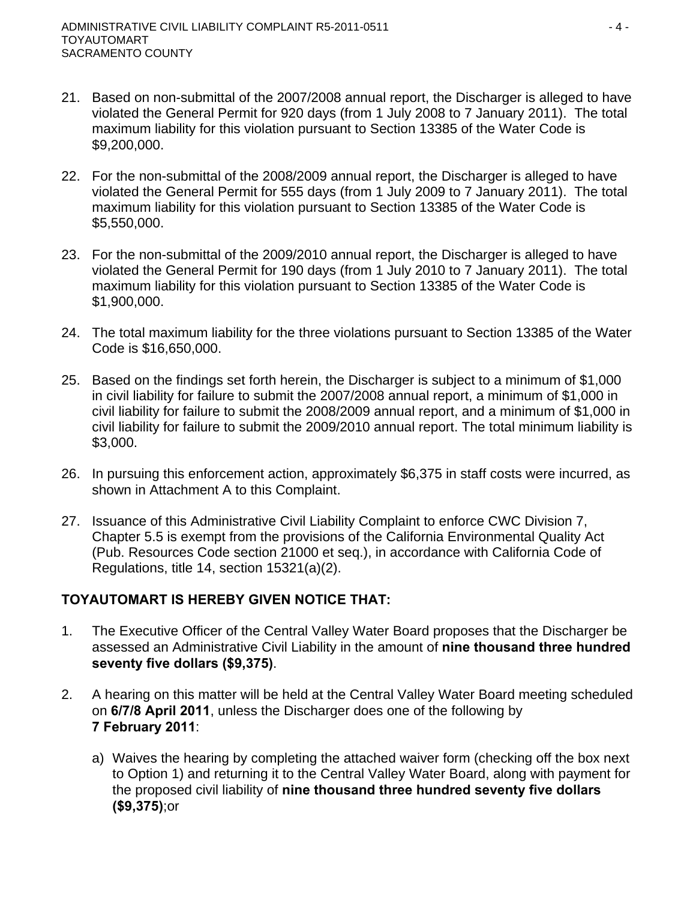21. Based on non-submittal of the 2007/2008 annual report, the Discharger is alleged to have violated the General Permit for 920 days (from 1 July 2008 to 7 January 2011). The total maximum liability for this violation pursuant to Section 13385 of the Water Code is $9,200,000.

22. For the non-submittal of the 2008/2009 annual report, the Discharger is alleged to have violated the General Permit for 555 days (from 1 July 2009 to 7 January 2011). The total maximum liability for this violation pursuant to Section 13385 of the Water Code is $5,550,000.

23. For the non-submittal of the 2009/2010 annual report, the Discharger is alleged to have violated the General Permit for 190 days (from 1 July 2010 to 7 January 2011). The total maximum liability for this violation pursuant to Section 13385 of the Water Code is $1,900,000.

24. The total maximum liability for the three violations pursuant to Section 13385 of the Water Code is $16,650,000.

25. Based on the findings set forth herein, the Discharger is subject to a minimum of $1,000 in civil liability for failure to submit the 2007/2008 annual report, a minimum of $1,000 in civil liability for failure to submit the 2008/2009 annual report, and a minimum of $1,000 in civil liability for failure to submit the 2009/2010 annual report. The total minimum liability is $3,000.

26. In pursuing this enforcement action, approximately $6,375 in staff costs were incurred, as shown in Attachment A to this Complaint.

27. Issuance of this Administrative Civil Liability Complaint to enforce CWC Division 7, Chapter 5.5 is exempt from the provisions of the California Environmental Quality Act (Pub. Resources Code section 21000 et seq.), in accordance with California Code of Regulations, title 14, section 15321(a)(2).

**TOYAUTOMART IS HEREBY GIVEN NOTICE THAT:**

1. The Executive Officer of the Central Valley Water Board proposes that the Discharger be assessed an Administrative Civil Liability in the amount of **nine thousand three hundred seventy five dollars ($9,375)**.

2. A hearing on this matter will be held at the Central Valley Water Board meeting scheduled on **6/7/8 April 2011**, unless the Discharger does one of the following by **7 February 2011**:

   a) Waives the hearing by completing the attached waiver form (checking off the box next to Option 1) and returning it to the Central Valley Water Board, along with payment for the proposed civil liability of **nine thousand three hundred seventy five dollars ($9,375)**;or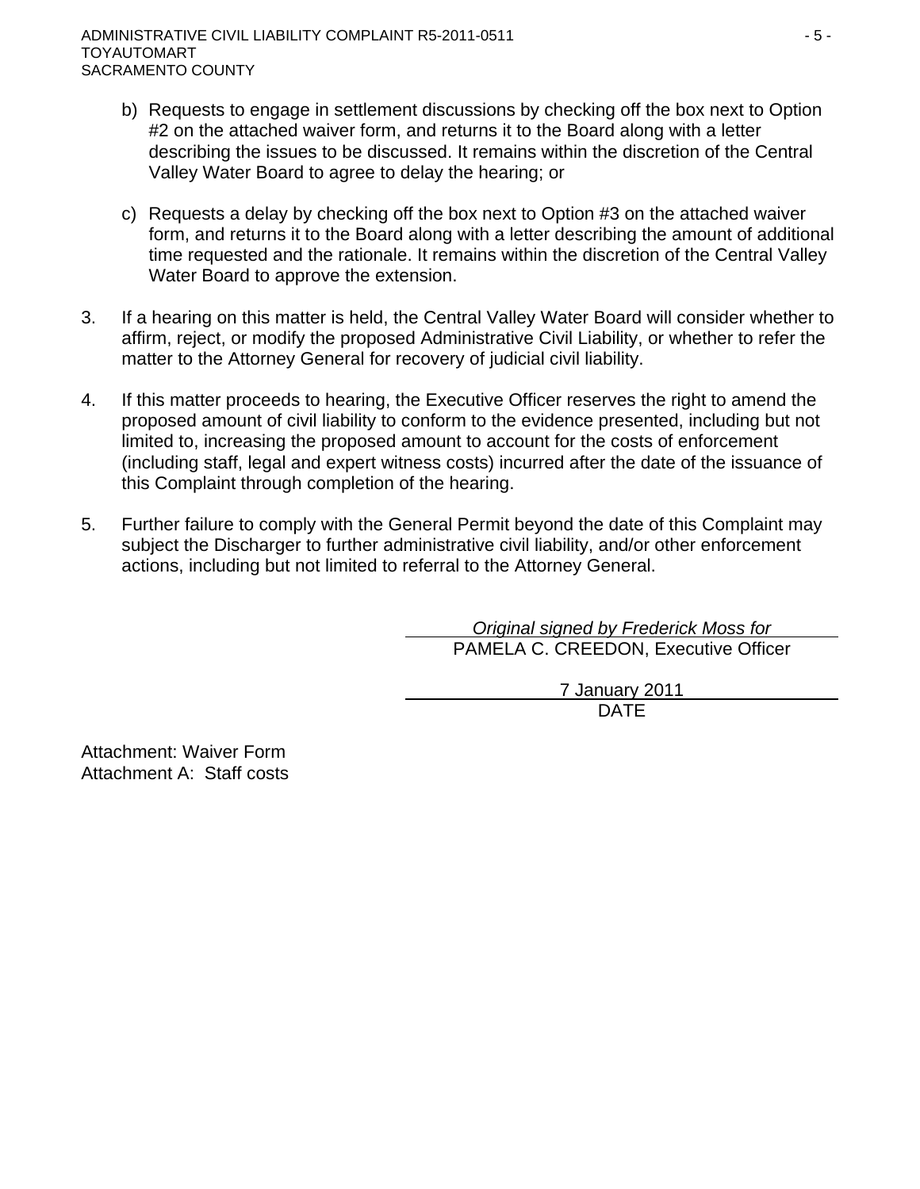b) Requests to engage in settlement discussions by checking off the box next to Option #2 on the attached waiver form, and returns it to the Board along with a letter describing the issues to be discussed. It remains within the discretion of the Central Valley Water Board to agree to delay the hearing; or

c) Requests a delay by checking off the box next to Option #3 on the attached waiver form, and returns it to the Board along with a letter describing the amount of additional time requested and the rationale. It remains within the discretion of the Central Valley Water Board to approve the extension.

3. If a hearing on this matter is held, the Central Valley Water Board will consider whether to affirm, reject, or modify the proposed Administrative Civil Liability, or whether to refer the matter to the Attorney General for recovery of judicial civil liability.

4. If this matter proceeds to hearing, the Executive Officer reserves the right to amend the proposed amount of civil liability to conform to the evidence presented, including but not limited to, increasing the proposed amount to account for the costs of enforcement (including staff, legal and expert witness costs) incurred after the date of the issuance of this Complaint through completion of the hearing.

5. Further failure to comply with the General Permit beyond the date of this Complaint may subject the Discharger to further administrative civil liability, and/or other enforcement actions, including but not limited to referral to the Attorney General.

*Original signed by Frederick Moss for*
PAMELA C. CREEDON, Executive Officer

7 January 2011
DATE

Attachment: Waiver Form
Attachment A: Staff costs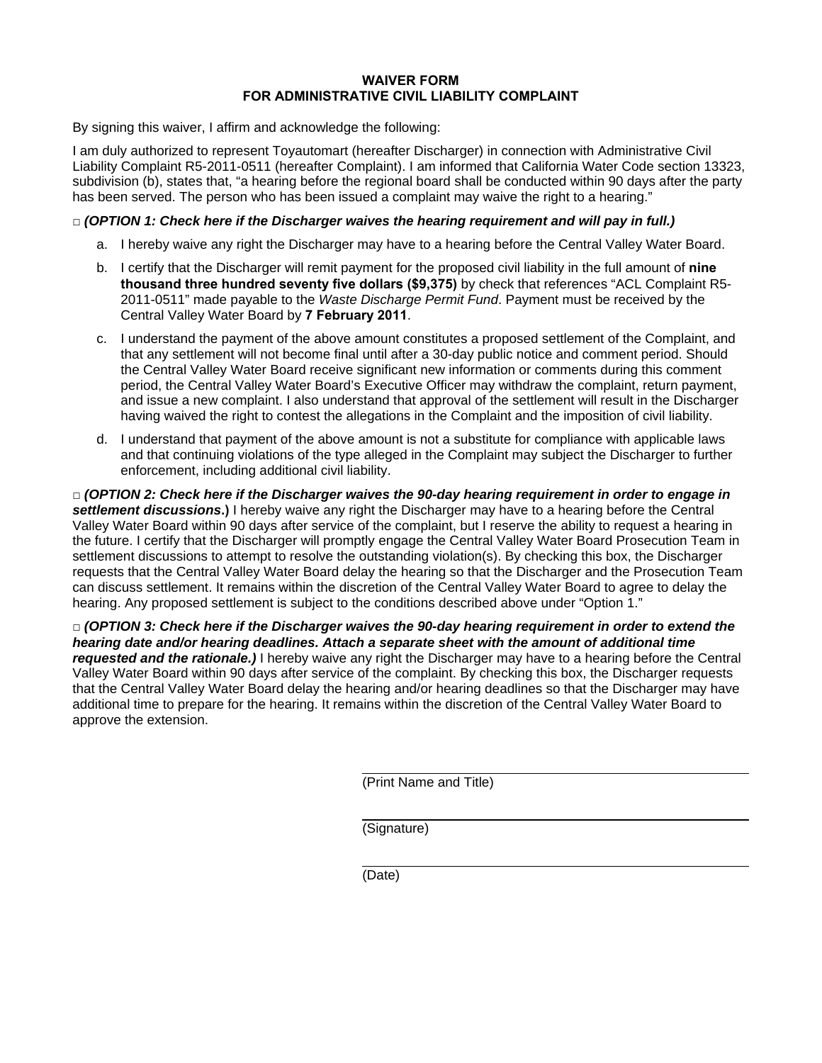# WAIVER FORM
## FOR ADMINISTRATIVE CIVIL LIABILITY COMPLAINT

By signing this waiver, I affirm and acknowledge the following:

I am duly authorized to represent Toyautomart (hereafter Discharger) in connection with Administrative Civil Liability Complaint R5-2011-0511 (hereafter Complaint). I am informed that California Water Code section 13323, subdivision (b), states that, "a hearing before the regional board shall be conducted within 90 days after the party has been served. The person who has been issued a complaint may waive the right to a hearing."

□ ***(OPTION 1: Check here if the Discharger waives the hearing requirement and will pay in full.)***

a. I hereby waive any right the Discharger may have to a hearing before the Central Valley Water Board.

b. I certify that the Discharger will remit payment for the proposed civil liability in the full amount of **nine thousand three hundred seventy five dollars ($9,375)** by check that references "ACL Complaint R5-2011-0511" made payable to the *Waste Discharge Permit Fund*. Payment must be received by the Central Valley Water Board by **7 February 2011**.

c. I understand the payment of the above amount constitutes a proposed settlement of the Complaint, and that any settlement will not become final until after a 30-day public notice and comment period. Should the Central Valley Water Board receive significant new information or comments during this comment period, the Central Valley Water Board's Executive Officer may withdraw the complaint, return payment, and issue a new complaint. I also understand that approval of the settlement will result in the Discharger having waived the right to contest the allegations in the Complaint and the imposition of civil liability.

d. I understand that payment of the above amount is not a substitute for compliance with applicable laws and that continuing violations of the type alleged in the Complaint may subject the Discharger to further enforcement, including additional civil liability.

□ ***(OPTION 2: Check here if the Discharger waives the 90-day hearing requirement in order to engage in settlement discussions*.)** I hereby waive any right the Discharger may have to a hearing before the Central Valley Water Board within 90 days after service of the complaint, but I reserve the ability to request a hearing in the future. I certify that the Discharger will promptly engage the Central Valley Water Board Prosecution Team in settlement discussions to attempt to resolve the outstanding violation(s). By checking this box, the Discharger requests that the Central Valley Water Board delay the hearing so that the Discharger and the Prosecution Team can discuss settlement. It remains within the discretion of the Central Valley Water Board to agree to delay the hearing. Any proposed settlement is subject to the conditions described above under "Option 1."

□ ***(OPTION 3: Check here if the Discharger waives the 90-day hearing requirement in order to extend the hearing date and/or hearing deadlines. Attach a separate sheet with the amount of additional time requested and the rationale.)*** I hereby waive any right the Discharger may have to a hearing before the Central Valley Water Board within 90 days after service of the complaint. By checking this box, the Discharger requests that the Central Valley Water Board delay the hearing and/or hearing deadlines so that the Discharger may have additional time to prepare for the hearing. It remains within the discretion of the Central Valley Water Board to approve the extension.

_______________________________
(Print Name and Title)

_______________________________
(Signature)

_______________________________
(Date)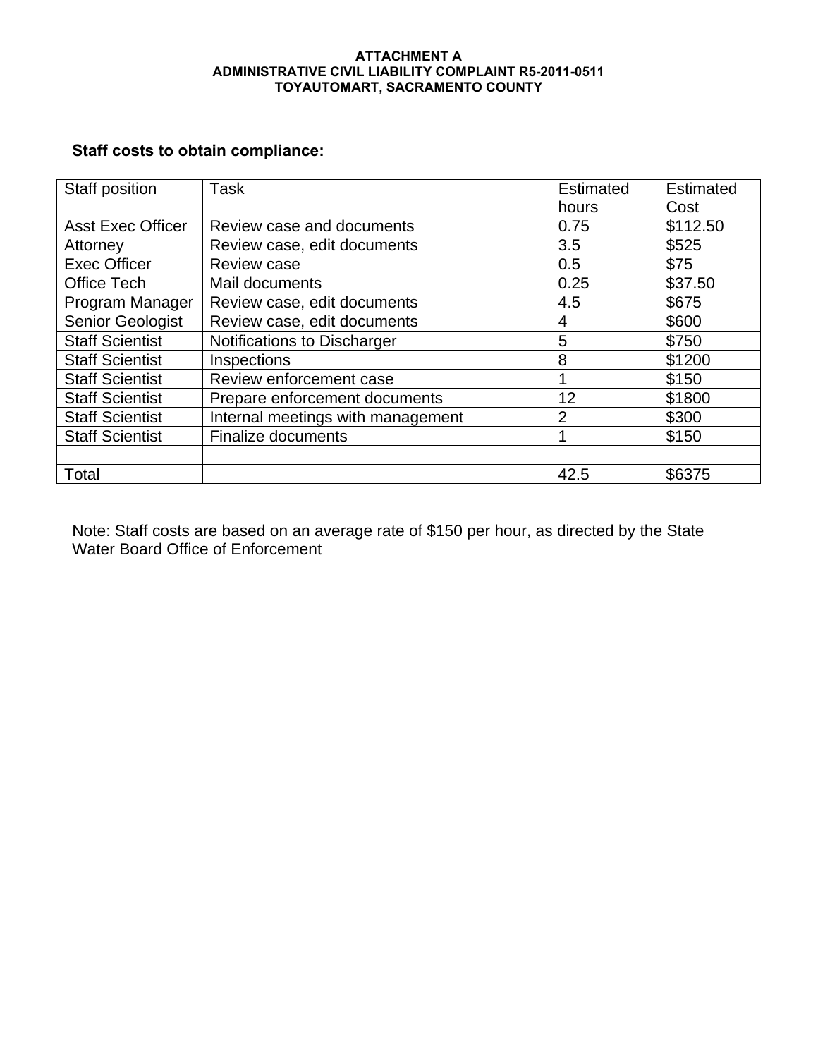**ATTACHMENT A**
**ADMINISTRATIVE CIVIL LIABILITY COMPLAINT R5-2011-0511**
**TOYAUTOMART, SACRAMENTO COUNTY**

**Staff costs to obtain compliance:**

| Staff position | Task | Estimated hours | Estimated Cost |
|---|---|---|---|
| Asst Exec Officer | Review case and documents | 0.75 | $112.50 |
| Attorney | Review case, edit documents | 3.5 | $525 |
| Exec Officer | Review case | 0.5 | $75 |
| Office Tech | Mail documents | 0.25 | $37.50 |
| Program Manager | Review case, edit documents | 4.5 | $675 |
| Senior Geologist | Review case, edit documents | 4 | $600 |
| Staff Scientist | Notifications to Discharger | 5 | $750 |
| Staff Scientist | Inspections | 8 | $1200 |
| Staff Scientist | Review enforcement case | 1 | $150 |
| Staff Scientist | Prepare enforcement documents | 12 | $1800 |
| Staff Scientist | Internal meetings with management | 2 | $300 |
| Staff Scientist | Finalize documents | 1 | $150 |
| | | | |
| Total | | 42.5 | $6375 |

Note: Staff costs are based on an average rate of $150 per hour, as directed by the State Water Board Office of Enforcement